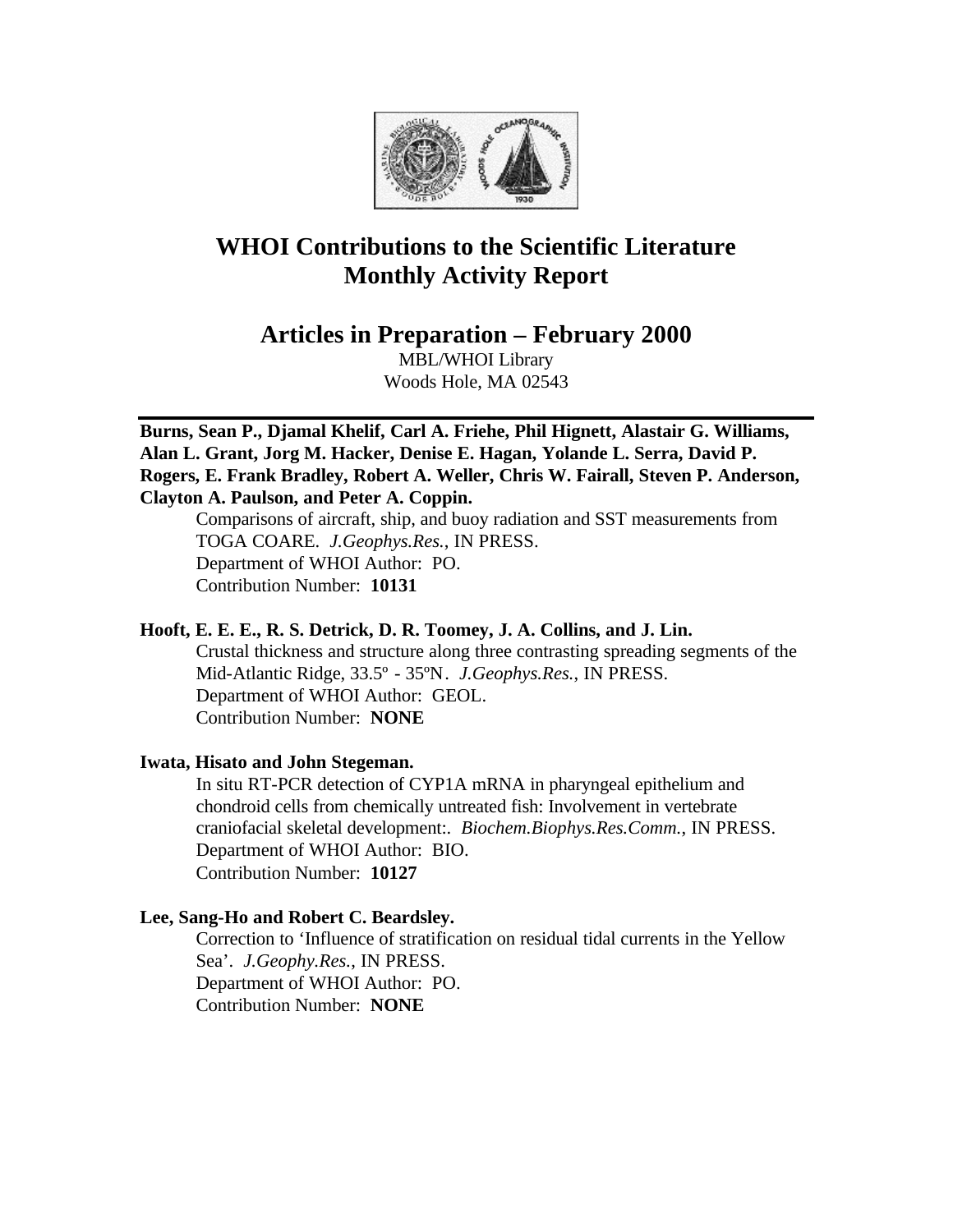# WHOI Contributions to the Scientific Literature
# Monthly Activity Report

## Articles in Preparation – February 2000

MBL/WHOI Library
Woods Hole, MA 02543

---

**Burns, Sean P., Djamal Khelif, Carl A. Friehe, Phil Hignett, Alastair G. Williams, Alan L. Grant, Jorg M. Hacker, Denise E. Hagan, Yolande L. Serra, David P. Rogers, E. Frank Bradley, Robert A. Weller, Chris W. Fairall, Steven P. Anderson, Clayton A. Paulson, and Peter A. Coppin.**

Comparisons of aircraft, ship, and buoy radiation and SST measurements from TOGA COARE. *J.Geophys.Res.*, IN PRESS.
Department of WHOI Author: PO.
Contribution Number: **10131**

**Hooft, E. E. E., R. S. Detrick, D. R. Toomey, J. A. Collins, and J. Lin.**

Crustal thickness and structure along three contrasting spreading segments of the Mid-Atlantic Ridge, 33.5º - 35ºN. *J.Geophys.Res.*, IN PRESS.
Department of WHOI Author: GEOL.
Contribution Number: **NONE**

**Iwata, Hisato and John Stegeman.**

In situ RT-PCR detection of CYP1A mRNA in pharyngeal epithelium and chondroid cells from chemically untreated fish: Involvement in vertebrate craniofacial skeletal development:. *Biochem.Biophys.Res.Comm.*, IN PRESS.
Department of WHOI Author: BIO.
Contribution Number: **10127**

**Lee, Sang-Ho and Robert C. Beardsley.**

Correction to 'Influence of stratification on residual tidal currents in the Yellow Sea'. *J.Geophy.Res.*, IN PRESS.
Department of WHOI Author: PO.
Contribution Number: **NONE**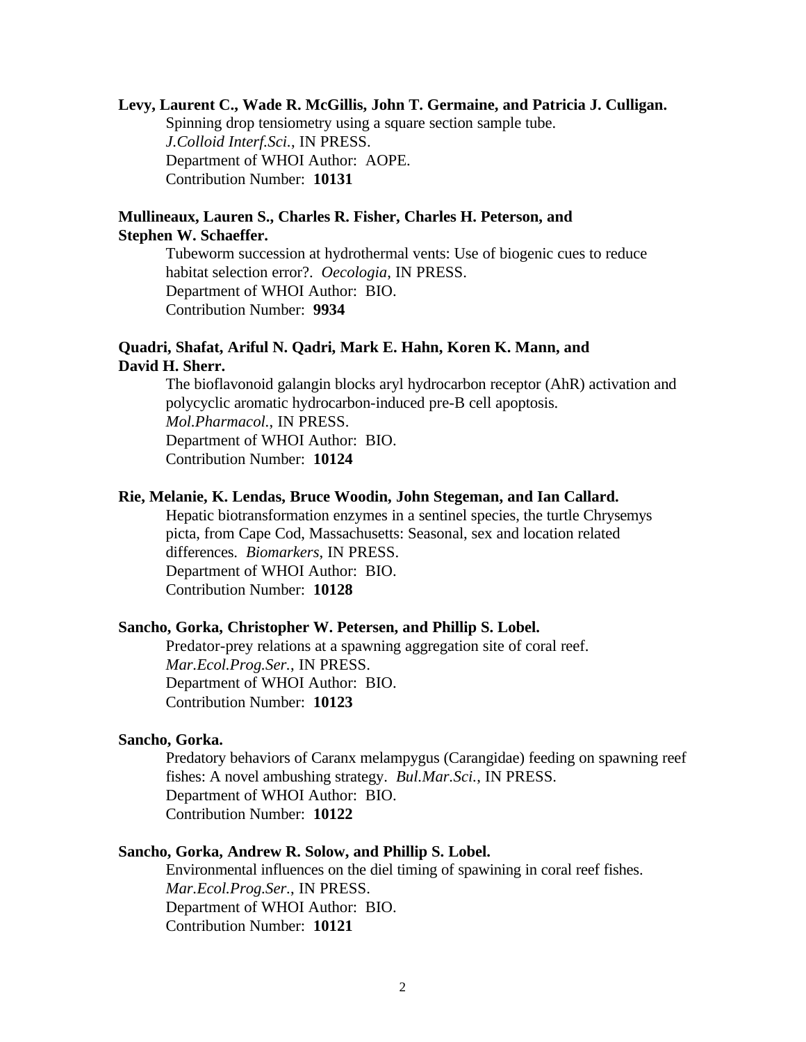**Levy, Laurent C., Wade R. McGillis, John T. Germaine, and Patricia J. Culligan.**
Spinning drop tensiometry using a square section sample tube.
*J.Colloid Interf.Sci.*, IN PRESS.
Department of WHOI Author: AOPE.
Contribution Number: **10131**

**Mullineaux, Lauren S., Charles R. Fisher, Charles H. Peterson, and Stephen W. Schaeffer.**
Tubeworm succession at hydrothermal vents: Use of biogenic cues to reduce habitat selection error?. *Oecologia*, IN PRESS.
Department of WHOI Author: BIO.
Contribution Number: **9934**

**Quadri, Shafat, Ariful N. Qadri, Mark E. Hahn, Koren K. Mann, and David H. Sherr.**
The bioflavonoid galangin blocks aryl hydrocarbon receptor (AhR) activation and polycyclic aromatic hydrocarbon-induced pre-B cell apoptosis.
*Mol.Pharmacol.*, IN PRESS.
Department of WHOI Author: BIO.
Contribution Number: **10124**

**Rie, Melanie, K. Lendas, Bruce Woodin, John Stegeman, and Ian Callard.**
Hepatic biotransformation enzymes in a sentinel species, the turtle Chrysemys picta, from Cape Cod, Massachusetts: Seasonal, sex and location related differences. *Biomarkers*, IN PRESS.
Department of WHOI Author: BIO.
Contribution Number: **10128**

**Sancho, Gorka, Christopher W. Petersen, and Phillip S. Lobel.**
Predator-prey relations at a spawning aggregation site of coral reef.
*Mar.Ecol.Prog.Ser.*, IN PRESS.
Department of WHOI Author: BIO.
Contribution Number: **10123**

**Sancho, Gorka.**
Predatory behaviors of Caranx melampygus (Carangidae) feeding on spawning reef fishes: A novel ambushing strategy. *Bul.Mar.Sci.*, IN PRESS.
Department of WHOI Author: BIO.
Contribution Number: **10122**

**Sancho, Gorka, Andrew R. Solow, and Phillip S. Lobel.**
Environmental influences on the diel timing of spawining in coral reef fishes.
*Mar.Ecol.Prog.Ser.*, IN PRESS.
Department of WHOI Author: BIO.
Contribution Number: **10121**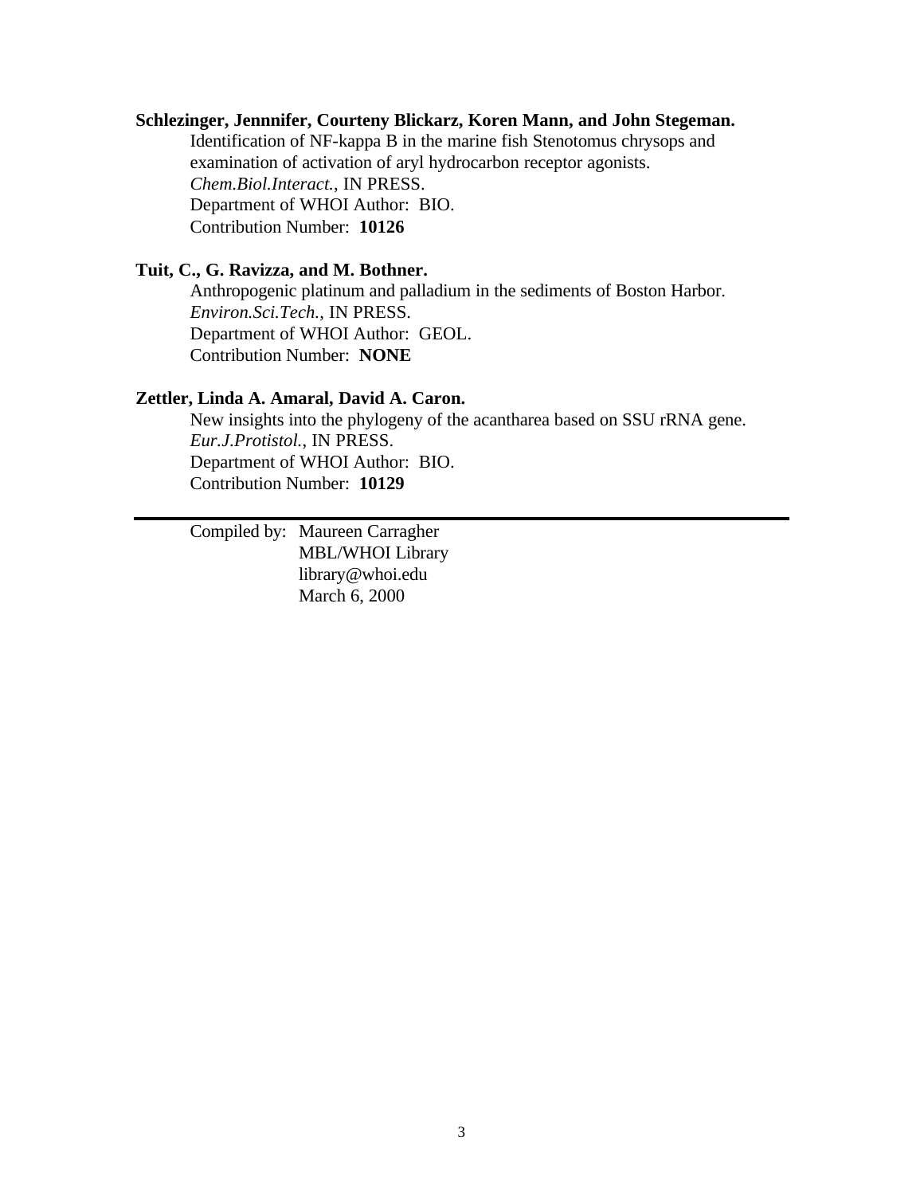**Schlezinger, Jennnifer, Courteny Blickarz, Koren Mann, and John Stegeman.**

Identification of NF-kappa B in the marine fish Stenotomus chrysops and examination of activation of aryl hydrocarbon receptor agonists.
*Chem.Biol.Interact.*, IN PRESS.
Department of WHOI Author: BIO.
Contribution Number: **10126**

**Tuit, C., G. Ravizza, and M. Bothner.**

Anthropogenic platinum and palladium in the sediments of Boston Harbor.
*Environ.Sci.Tech.*, IN PRESS.
Department of WHOI Author: GEOL.
Contribution Number: **NONE**

**Zettler, Linda A. Amaral, David A. Caron.**

New insights into the phylogeny of the acantharea based on SSU rRNA gene.
*Eur.J.Protistol.*, IN PRESS.
Department of WHOI Author: BIO.
Contribution Number: **10129**

---

Compiled by: Maureen Carragher
MBL/WHOI Library
library@whoi.edu
March 6, 2000